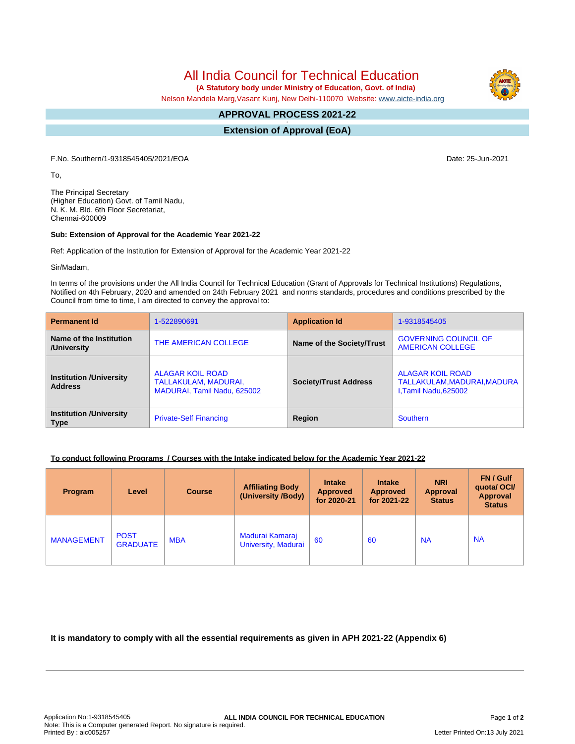# All India Council for Technical Education

**(A Statutory body under Ministry of Education, Govt. of India)**

Nelson Mandela Marg,Vasant Kunj, New Delhi-110070 Website: www.aicte-india.org

## APPROVAL PROCESS 2021-22

## Extension of Approval (EoA)

F.No. Southern/1-9318545405/2021/EOA

Date: 25-Jun-2021

To,

The Principal Secretary
(Higher Education) Govt. of Tamil Nadu,
N. K. M. Bld. 6th Floor Secretariat,
Chennai-600009

**Sub: Extension of Approval for the Academic Year 2021-22**

Ref: Application of the Institution for Extension of Approval for the Academic Year 2021-22

Sir/Madam,

In terms of the provisions under the All India Council for Technical Education (Grant of Approvals for Technical Institutions) Regulations, Notified on 4th February, 2020 and amended on 24th February 2021 and norms standards, procedures and conditions prescribed by the Council from time to time, I am directed to convey the approval to:

| **Permanent Id** | 1-522890691 | **Application Id** | 1-9318545405 |
|---|---|---|---|
| **Name of the Institution /University** | THE AMERICAN COLLEGE | **Name of the Society/Trust** | GOVERNING COUNCIL OF AMERICAN COLLEGE |
| **Institution /University Address** | ALAGAR KOIL ROAD TALLAKULAM, MADURAI, MADURAI, Tamil Nadu, 625002 | **Society/Trust Address** | ALAGAR KOIL ROAD TALLAKULAM,MADURAI,MADURAI,Tamil Nadu,625002 |
| **Institution /University Type** | Private-Self Financing | **Region** | Southern |

**To conduct following Programs / Courses with the Intake indicated below for the Academic Year 2021-22**

| Program | Level | Course | Affiliating Body (University /Body) | Intake Approved for 2020-21 | Intake Approved for 2021-22 | NRI Approval Status | FN / Gulf quota/ OCI/ Approval Status |
|---|---|---|---|---|---|---|---|
| MANAGEMENT | POST GRADUATE | MBA | Madurai Kamaraj University, Madurai | 60 | 60 | NA | NA |

**It is mandatory to comply with all the essential requirements as given in APH 2021-22 (Appendix 6)**

Application No:1-9318545405
Note: This is a Computer generated Report. No signature is required.
Printed By : aic005257

Letter Printed On:13 July 2021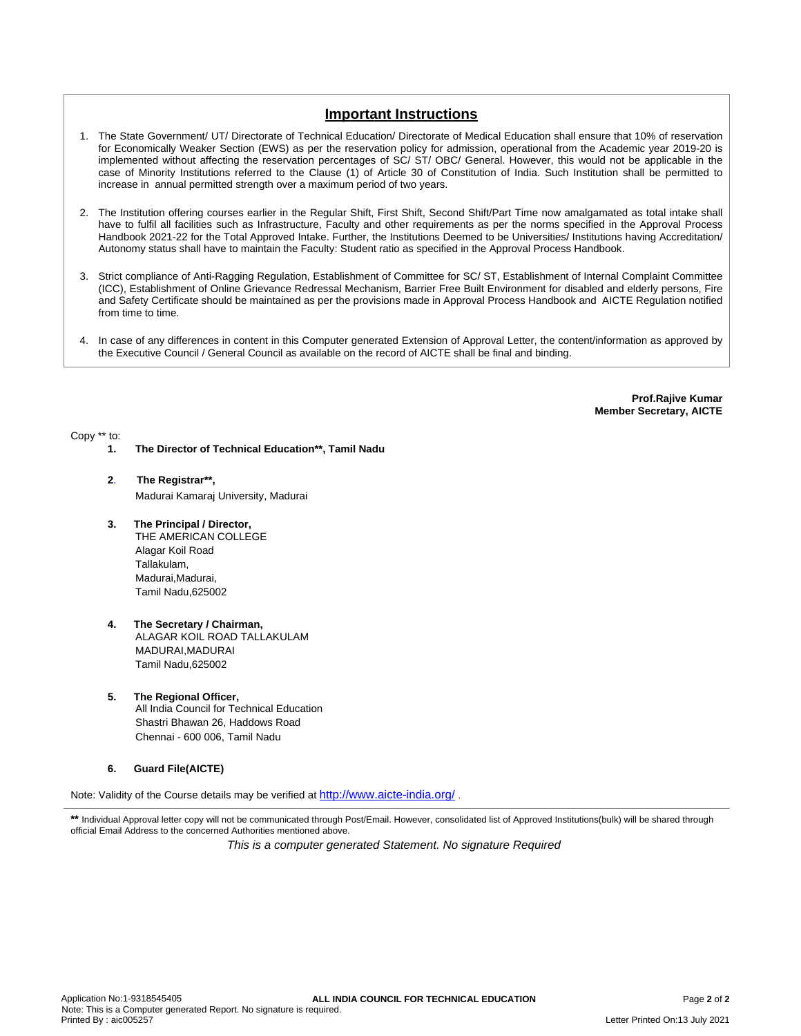## Important Instructions

1. The State Government/ UT/ Directorate of Technical Education/ Directorate of Medical Education shall ensure that 10% of reservation for Economically Weaker Section (EWS) as per the reservation policy for admission, operational from the Academic year 2019-20 is implemented without affecting the reservation percentages of SC/ ST/ OBC/ General. However, this would not be applicable in the case of Minority Institutions referred to the Clause (1) of Article 30 of Constitution of India. Such Institution shall be permitted to increase in annual permitted strength over a maximum period of two years.

2. The Institution offering courses earlier in the Regular Shift, First Shift, Second Shift/Part Time now amalgamated as total intake shall have to fulfil all facilities such as Infrastructure, Faculty and other requirements as per the norms specified in the Approval Process Handbook 2021-22 for the Total Approved Intake. Further, the Institutions Deemed to be Universities/ Institutions having Accreditation/ Autonomy status shall have to maintain the Faculty: Student ratio as specified in the Approval Process Handbook.

3. Strict compliance of Anti-Ragging Regulation, Establishment of Committee for SC/ ST, Establishment of Internal Complaint Committee (ICC), Establishment of Online Grievance Redressal Mechanism, Barrier Free Built Environment for disabled and elderly persons, Fire and Safety Certificate should be maintained as per the provisions made in Approval Process Handbook and AICTE Regulation notified from time to time.

4. In case of any differences in content in this Computer generated Extension of Approval Letter, the content/information as approved by the Executive Council / General Council as available on the record of AICTE shall be final and binding.

**Prof.Rajive Kumar**
**Member Secretary, AICTE**

Copy ** to:

1. **The Director of Technical Education**, Tamil Nadu**

2. **The Registrar**,**
   Madurai Kamaraj University, Madurai

3. **The Principal / Director,**
   THE AMERICAN COLLEGE
   Alagar Koil Road
   Tallakulam,
   Madurai,Madurai,
   Tamil Nadu,625002

4. **The Secretary / Chairman,**
   ALAGAR KOIL ROAD TALLAKULAM
   MADURAI,MADURAI
   Tamil Nadu,625002

5. **The Regional Officer,**
   All India Council for Technical Education
   Shastri Bhawan 26, Haddows Road
   Chennai - 600 006, Tamil Nadu

6. **Guard File(AICTE)**

Note: Validity of the Course details may be verified at http://www.aicte-india.org/ .

**\*\*** Individual Approval letter copy will not be communicated through Post/Email. However, consolidated list of Approved Institutions(bulk) will be shared through official Email Address to the concerned Authorities mentioned above.

*This is a computer generated Statement. No signature Required*

Application No:1-9318545405
Note: This is a Computer generated Report. No signature is required.
Printed By : aic005257
Letter Printed On:13 July 2021